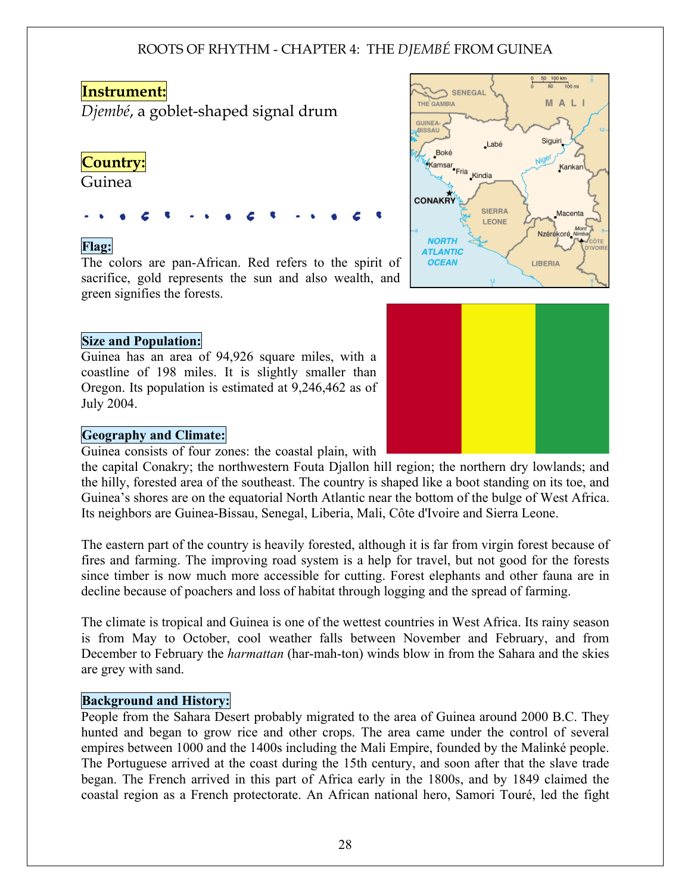**Instrument:**

*Djembé*, a goblet-shaped signal drum

**Country:**

Guinea

**Flag:**

The colors are pan-African. Red refers to the spirit of sacrifice, gold represents the sun and also wealth, and green signifies the forests.

**Size and Population:**

Guinea has an area of 94,926 square miles, with a coastline of 198 miles. It is slightly smaller than Oregon. Its population is estimated at 9,246,462 as of July 2004.

**Geography and Climate:**

Guinea consists of four zones: the coastal plain, with the capital Conakry; the northwestern Fouta Djallon hill region; the northern dry lowlands; and the hilly, forested area of the southeast. The country is shaped like a boot standing on its toe, and Guinea's shores are on the equatorial North Atlantic near the bottom of the bulge of West Africa. Its neighbors are Guinea-Bissau, Senegal, Liberia, Mali, Côte d'Ivoire and Sierra Leone.

The eastern part of the country is heavily forested, although it is far from virgin forest because of fires and farming. The improving road system is a help for travel, but not good for the forests since timber is now much more accessible for cutting. Forest elephants and other fauna are in decline because of poachers and loss of habitat through logging and the spread of farming.

The climate is tropical and Guinea is one of the wettest countries in West Africa. Its rainy season is from May to October, cool weather falls between November and February, and from December to February the *harmattan* (har-mah-ton) winds blow in from the Sahara and the skies are grey with sand.

**Background and History:**

People from the Sahara Desert probably migrated to the area of Guinea around 2000 B.C. They hunted and began to grow rice and other crops. The area came under the control of several empires between 1000 and the 1400s including the Mali Empire, founded by the Malinké people. The Portuguese arrived at the coast during the 15th century, and soon after that the slave trade began. The French arrived in this part of Africa early in the 1800s, and by 1849 claimed the coastal region as a French protectorate. An African national hero, Samori Touré, led the fight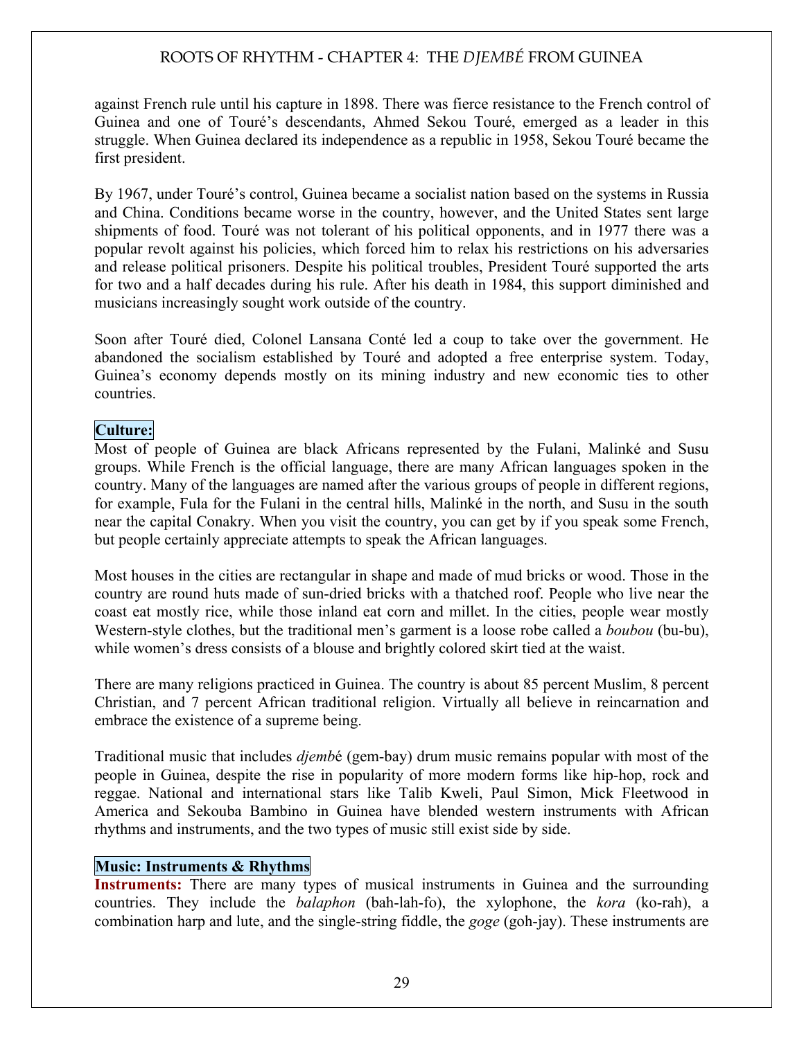against French rule until his capture in 1898. There was fierce resistance to the French control of Guinea and one of Touré's descendants, Ahmed Sekou Touré, emerged as a leader in this struggle. When Guinea declared its independence as a republic in 1958, Sekou Touré became the first president.

By 1967, under Touré's control, Guinea became a socialist nation based on the systems in Russia and China. Conditions became worse in the country, however, and the United States sent large shipments of food. Touré was not tolerant of his political opponents, and in 1977 there was a popular revolt against his policies, which forced him to relax his restrictions on his adversaries and release political prisoners. Despite his political troubles, President Touré supported the arts for two and a half decades during his rule. After his death in 1984, this support diminished and musicians increasingly sought work outside of the country.

Soon after Touré died, Colonel Lansana Conté led a coup to take over the government. He abandoned the socialism established by Touré and adopted a free enterprise system. Today, Guinea's economy depends mostly on its mining industry and new economic ties to other countries.

**Culture:**

Most of people of Guinea are black Africans represented by the Fulani, Malinké and Susu groups. While French is the official language, there are many African languages spoken in the country. Many of the languages are named after the various groups of people in different regions, for example, Fula for the Fulani in the central hills, Malinké in the north, and Susu in the south near the capital Conakry. When you visit the country, you can get by if you speak some French, but people certainly appreciate attempts to speak the African languages.

Most houses in the cities are rectangular in shape and made of mud bricks or wood. Those in the country are round huts made of sun-dried bricks with a thatched roof. People who live near the coast eat mostly rice, while those inland eat corn and millet. In the cities, people wear mostly Western-style clothes, but the traditional men's garment is a loose robe called a *boubou* (bu-bu), while women's dress consists of a blouse and brightly colored skirt tied at the waist.

There are many religions practiced in Guinea. The country is about 85 percent Muslim, 8 percent Christian, and 7 percent African traditional religion. Virtually all believe in reincarnation and embrace the existence of a supreme being.

Traditional music that includes *djemb*é (gem-bay) drum music remains popular with most of the people in Guinea, despite the rise in popularity of more modern forms like hip-hop, rock and reggae. National and international stars like Talib Kweli, Paul Simon, Mick Fleetwood in America and Sekouba Bambino in Guinea have blended western instruments with African rhythms and instruments, and the two types of music still exist side by side.

**Music: Instruments & Rhythms**

**Instruments:** There are many types of musical instruments in Guinea and the surrounding countries. They include the *balaphon* (bah-lah-fo), the xylophone, the *kora* (ko-rah), a combination harp and lute, and the single-string fiddle, the *goge* (goh-jay). These instruments are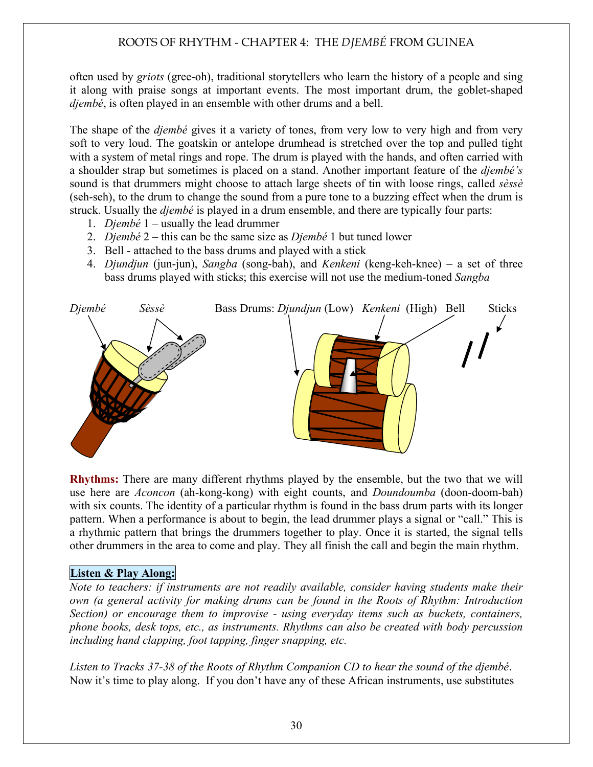often used by *griots* (gree-oh), traditional storytellers who learn the history of a people and sing it along with praise songs at important events. The most important drum, the goblet-shaped *djembé*, is often played in an ensemble with other drums and a bell.

The shape of the *djembé* gives it a variety of tones, from very low to very high and from very soft to very loud. The goatskin or antelope drumhead is stretched over the top and pulled tight with a system of metal rings and rope. The drum is played with the hands, and often carried with a shoulder strap but sometimes is placed on a stand. Another important feature of the *djembé's* sound is that drummers might choose to attach large sheets of tin with loose rings, called *sèssè* (seh-seh), to the drum to change the sound from a pure tone to a buzzing effect when the drum is struck. Usually the *djembé* is played in a drum ensemble, and there are typically four parts:

1. *Djembé* 1 – usually the lead drummer
2. *Djembé* 2 – this can be the same size as *Djembé* 1 but tuned lower
3. Bell - attached to the bass drums and played with a stick
4. *Djundjun* (jun-jun), *Sangba* (song-bah), and *Kenkeni* (keng-keh-knee) – a set of three bass drums played with sticks; this exercise will not use the medium-toned *Sangba*

*Djembé* *Sèssè* Bass Drums: *Djundjun* (Low) *Kenkeni* (High) Bell Sticks

**Rhythms:** There are many different rhythms played by the ensemble, but the two that we will use here are *Aconcon* (ah-kong-kong) with eight counts, and *Doundoumba* (doon-doom-bah) with six counts. The identity of a particular rhythm is found in the bass drum parts with its longer pattern. When a performance is about to begin, the lead drummer plays a signal or "call." This is a rhythmic pattern that brings the drummers together to play. Once it is started, the signal tells other drummers in the area to come and play. They all finish the call and begin the main rhythm.

**Listen & Play Along:**

*Note to teachers: if instruments are not readily available, consider having students make their own (a general activity for making drums can be found in the Roots of Rhythm: Introduction Section) or encourage them to improvise - using everyday items such as buckets, containers, phone books, desk tops, etc., as instruments. Rhythms can also be created with body percussion including hand clapping, foot tapping, finger snapping, etc.*

*Listen to Tracks 37-38 of the Roots of Rhythm Companion CD to hear the sound of the djembé.* Now it's time to play along. If you don't have any of these African instruments, use substitutes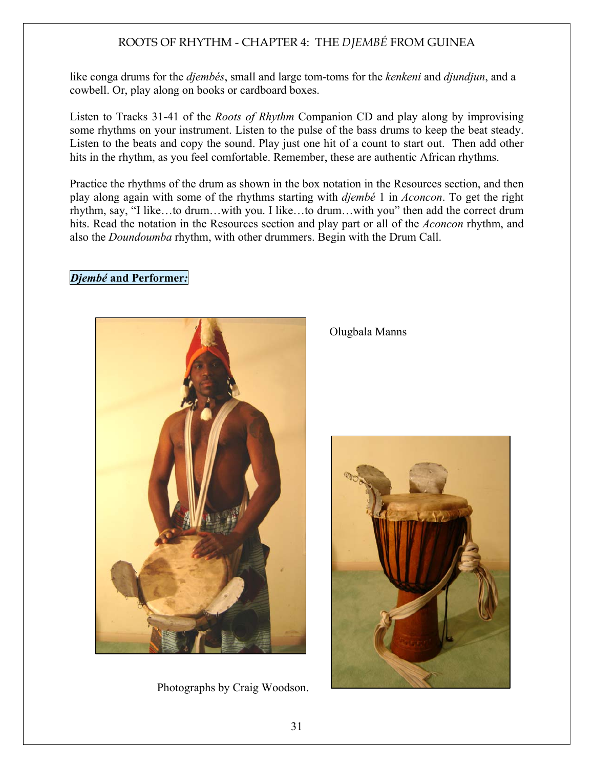like conga drums for the *djembés*, small and large tom-toms for the *kenkeni* and *djundjun*, and a cowbell. Or, play along on books or cardboard boxes.

Listen to Tracks 31-41 of the *Roots of Rhythm* Companion CD and play along by improvising some rhythms on your instrument. Listen to the pulse of the bass drums to keep the beat steady. Listen to the beats and copy the sound. Play just one hit of a count to start out. Then add other hits in the rhythm, as you feel comfortable. Remember, these are authentic African rhythms.

Practice the rhythms of the drum as shown in the box notation in the Resources section, and then play along again with some of the rhythms starting with *djembé* 1 in *Aconcon*. To get the right rhythm, say, "I like…to drum…with you. I like…to drum…with you" then add the correct drum hits. Read the notation in the Resources section and play part or all of the *Aconcon* rhythm, and also the *Doundoumba* rhythm, with other drummers. Begin with the Drum Call.

***Djembé* and Performer:**

Olugbala Manns

Photographs by Craig Woodson.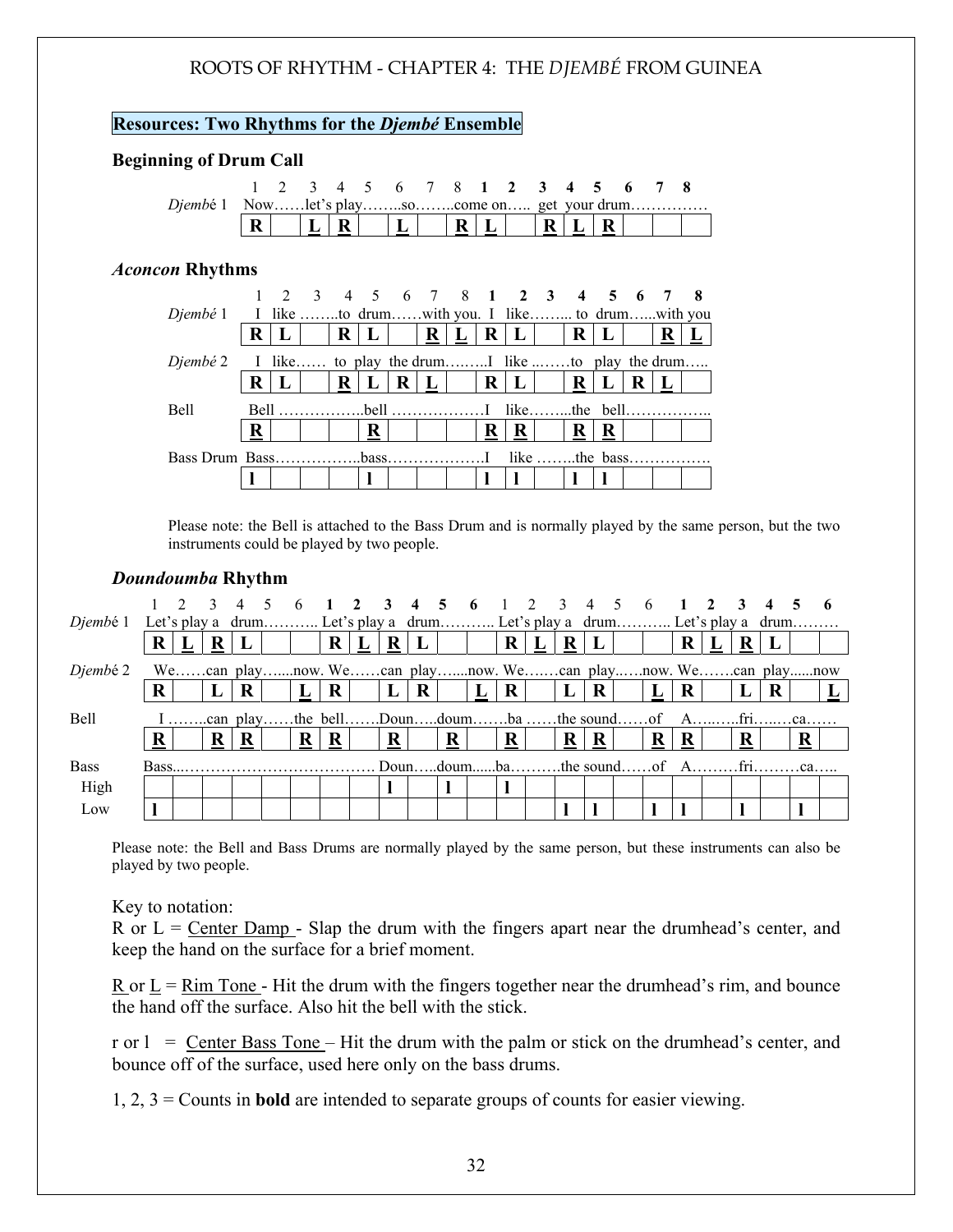## Resources: Two Rhythms for the *Djembé* Ensemble

### Beginning of Drum Call

| | 1 | 2 | 3 | 4 | 5 | 6 | 7 | 8 | **1** | **2** | **3** | **4** | **5** | **6** | **7** | **8** |
|---|---|---|---|---|---|---|---|---|---|---|---|---|---|---|---|---|
| *Djembé* 1 | Now…… | | let's play…….. | | | so…….. | | come on….. | | | get | your drum…………… | | | | |
| | R | | <u>L</u> | <u>R</u> | | <u>L</u> | | <u>R</u> | <u>L</u> | | <u>R</u> | <u>L</u> | <u>R</u> | | | |

### *Aconcon* Rhythms

| | 1 | 2 | 3 | 4 | 5 | 6 | 7 | 8 | **1** | **2** | **3** | **4** | **5** | **6** | **7** | **8** |
|---|---|---|---|---|---|---|---|---|---|---|---|---|---|---|---|---|
| *Djembé* 1 | I | like …….. | | to | drum…… | | with | you. | I | like…….. | | to | drum….. | | with | you |
| | R | L | | R | L | | <u>R</u> | <u>L</u> | R | L | | R | L | | <u>R</u> | <u>L</u> |
| *Djembé* 2 | I | like…… | | to | play | the | drum…….. | | I | like ..…… | | to | play | the | drum….. | |
| | R | L | | <u>R</u> | L | R | <u>L</u> | | R | L | | <u>R</u> | L | R | <u>L</u> | |
| Bell | Bell …………….. | | | | bell ……………… | | | | I | like…….. | | the | bell…………….. | | | |
| | <u>R</u> | | | | <u>R</u> | | | | <u>R</u> | <u>R</u> | | <u>R</u> | <u>R</u> | | | |
| Bass Drum | Bass…………….. | | | | bass………………. | | | | I | like …….. | | the | bass……………. | | | |
| | l | | | | l | | | | l | l | | l | l | | | |

Please note: the Bell is attached to the Bass Drum and is normally played by the same person, but the two instruments could be played by two people.

### *Doundoumba* Rhythm

| | 1 | 2 | 3 | 4 | 5 | 6 | **1** | **2** | **3** | **4** | **5** | **6** | 1 | 2 | 3 | 4 | 5 | 6 | **1** | **2** | **3** | **4** | **5** | **6** |
|---|---|---|---|---|---|---|---|---|---|---|---|---|---|---|---|---|---|---|---|---|---|---|---|---|
| *Djembé* 1 | Let's | play | a | drum……….. | | | Let's | play | a | drum……….. | | | Let's | play | a | drum……….. | | | Let's | play | a | drum……… | | |
| | R | <u>L</u> | <u>R</u> | L | | | R | <u>L</u> | <u>R</u> | L | | | R | <u>L</u> | <u>R</u> | L | | | R | <u>L</u> | <u>R</u> | L | | |
| *Djembé* 2 | We…… | | can | play…... | | now. | We…… | | can | play…... | | now. | We…… | | can | play..…. | | now. | We……. | | can | play...... | | now |
| | R | | L | R | | <u>L</u> | R | | L | R | | <u>L</u> | R | | L | R | | <u>L</u> | R | | L | R | | <u>L</u> |
| Bell | I …….. | | can | play…… | | the | bell……. | | Doun….. | | doum……. | | ba …… | | the | sound…… | | of | A…..….. | | fri…..… | | ca…… | |
| | <u>R</u> | | <u>R</u> | <u>R</u> | | <u>R</u> | <u>R</u> | | <u>R</u> | | <u>R</u> | | <u>R</u> | | <u>R</u> | <u>R</u> | | <u>R</u> | <u>R</u> | | <u>R</u> | | <u>R</u> | |
| Bass | Bass...………………………………. | | | | | | | | Doun….. | | doum...... | | ba………. | | the | sound…… | | of | A……… | | fri……… | | ca….. | |
| High | | | | | | | | | l | | l | | l | | | | | | | | | | | |
| Low | l | | | | | | | | | | | | | | l | l | | l | l | | l | | l | |

Please note: the Bell and Bass Drums are normally played by the same person, but these instruments can also be played by two people.

Key to notation:

R or L = Center Damp - Slap the drum with the fingers apart near the drumhead's center, and keep the hand on the surface for a brief moment.

<u>R</u> or <u>L</u> = Rim Tone - Hit the drum with the fingers together near the drumhead's rim, and bounce the hand off the surface. Also hit the bell with the stick.

r or l = Center Bass Tone – Hit the drum with the palm or stick on the drumhead's center, and bounce off of the surface, used here only on the bass drums.

1, 2, 3 = Counts in **bold** are intended to separate groups of counts for easier viewing.